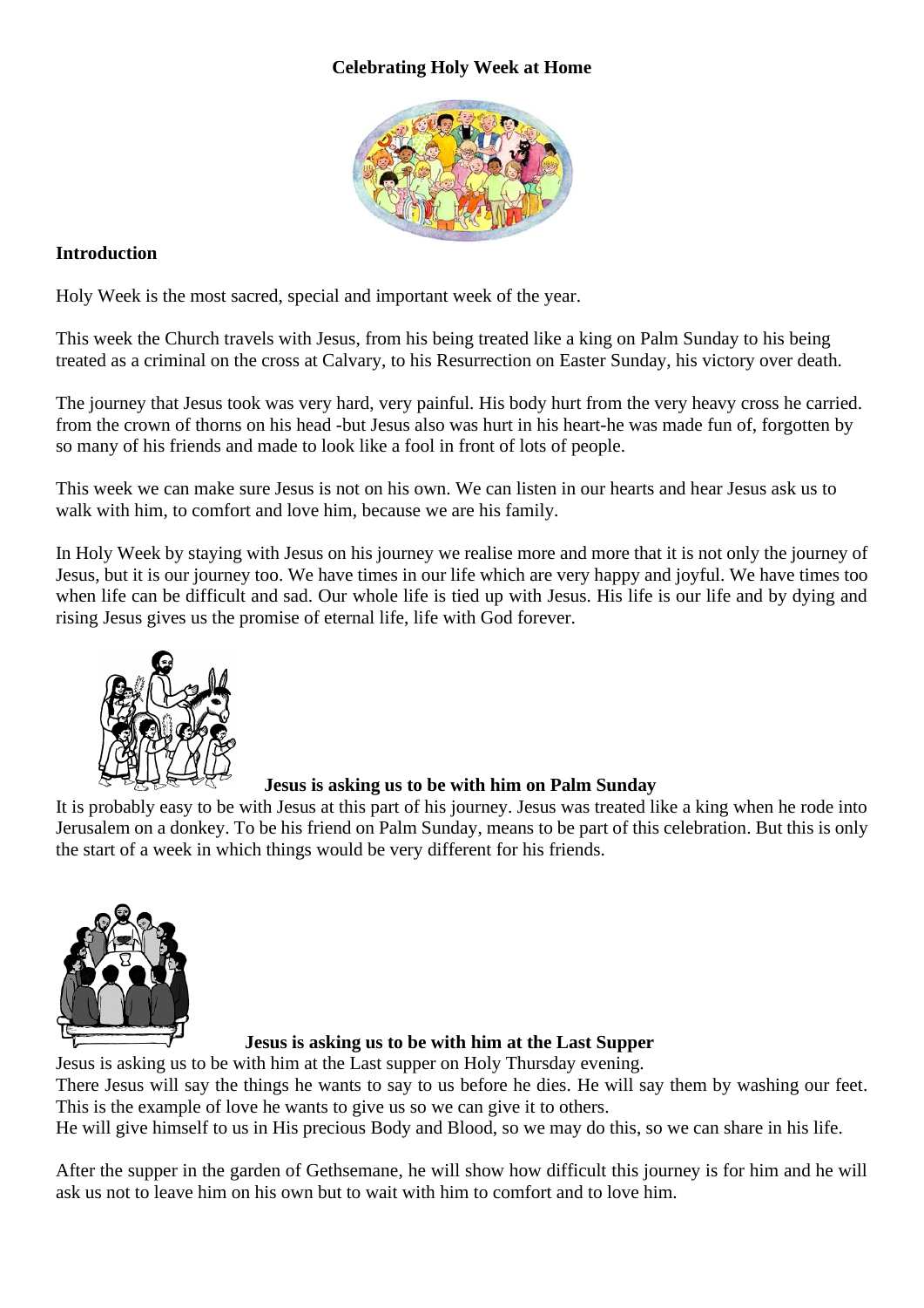# Celebrating Holy Week at Home

## Introduction

Holy Week is the most sacred, special and important week of the year.

This week the Church travels with Jesus, from his being treated like a king on Palm Sunday to his being treated as a criminal on the cross at Calvary, to his Resurrection on Easter Sunday, his victory over death.

The journey that Jesus took was very hard, very painful. His body hurt from the very heavy cross he carried. from the crown of thorns on his head -but Jesus also was hurt in his heart-he was made fun of, forgotten by so many of his friends and made to look like a fool in front of lots of people.

This week we can make sure Jesus is not on his own. We can listen in our hearts and hear Jesus ask us to walk with him, to comfort and love him, because we are his family.

In Holy Week by staying with Jesus on his journey we realise more and more that it is not only the journey of Jesus, but it is our journey too. We have times in our life which are very happy and joyful. We have times too when life can be difficult and sad. Our whole life is tied up with Jesus. His life is our life and by dying and rising Jesus gives us the promise of eternal life, life with God forever.

**Jesus is asking us to be with him on Palm Sunday**

It is probably easy to be with Jesus at this part of his journey. Jesus was treated like a king when he rode into Jerusalem on a donkey. To be his friend on Palm Sunday, means to be part of this celebration. But this is only the start of a week in which things would be very different for his friends.

**Jesus is asking us to be with him at the Last Supper**

Jesus is asking us to be with him at the Last supper on Holy Thursday evening.
There Jesus will say the things he wants to say to us before he dies. He will say them by washing our feet. This is the example of love he wants to give us so we can give it to others.
He will give himself to us in His precious Body and Blood, so we may do this, so we can share in his life.

After the supper in the garden of Gethsemane, he will show how difficult this journey is for him and he will ask us not to leave him on his own but to wait with him to comfort and to love him.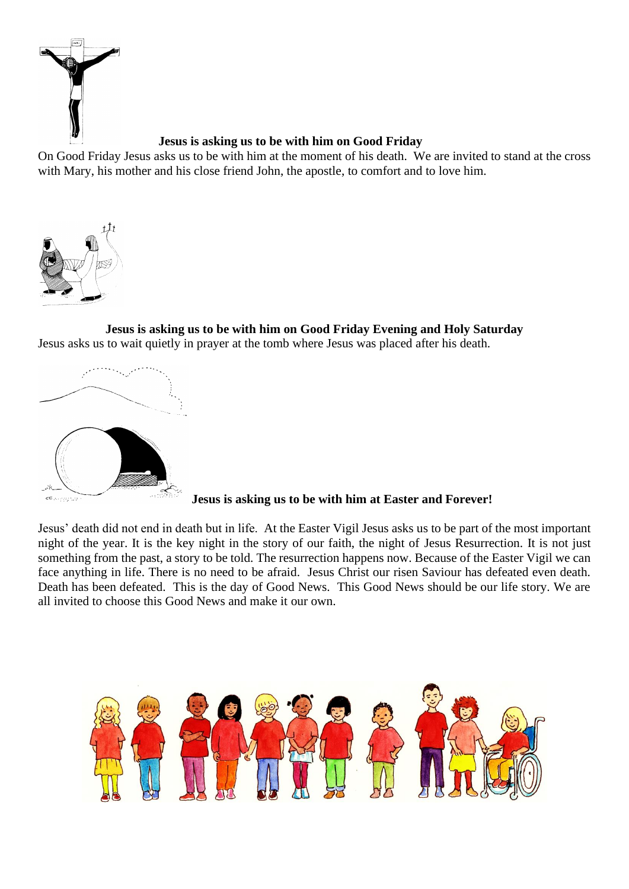**Jesus is asking us to be with him on Good Friday**

On Good Friday Jesus asks us to be with him at the moment of his death. We are invited to stand at the cross with Mary, his mother and his close friend John, the apostle, to comfort and to love him.

**Jesus is asking us to be with him on Good Friday Evening and Holy Saturday**

Jesus asks us to wait quietly in prayer at the tomb where Jesus was placed after his death.

**Jesus is asking us to be with him at Easter and Forever!**

Jesus' death did not end in death but in life. At the Easter Vigil Jesus asks us to be part of the most important night of the year. It is the key night in the story of our faith, the night of Jesus Resurrection. It is not just something from the past, a story to be told. The resurrection happens now. Because of the Easter Vigil we can face anything in life. There is no need to be afraid. Jesus Christ our risen Saviour has defeated even death. Death has been defeated. This is the day of Good News. This Good News should be our life story. We are all invited to choose this Good News and make it our own.